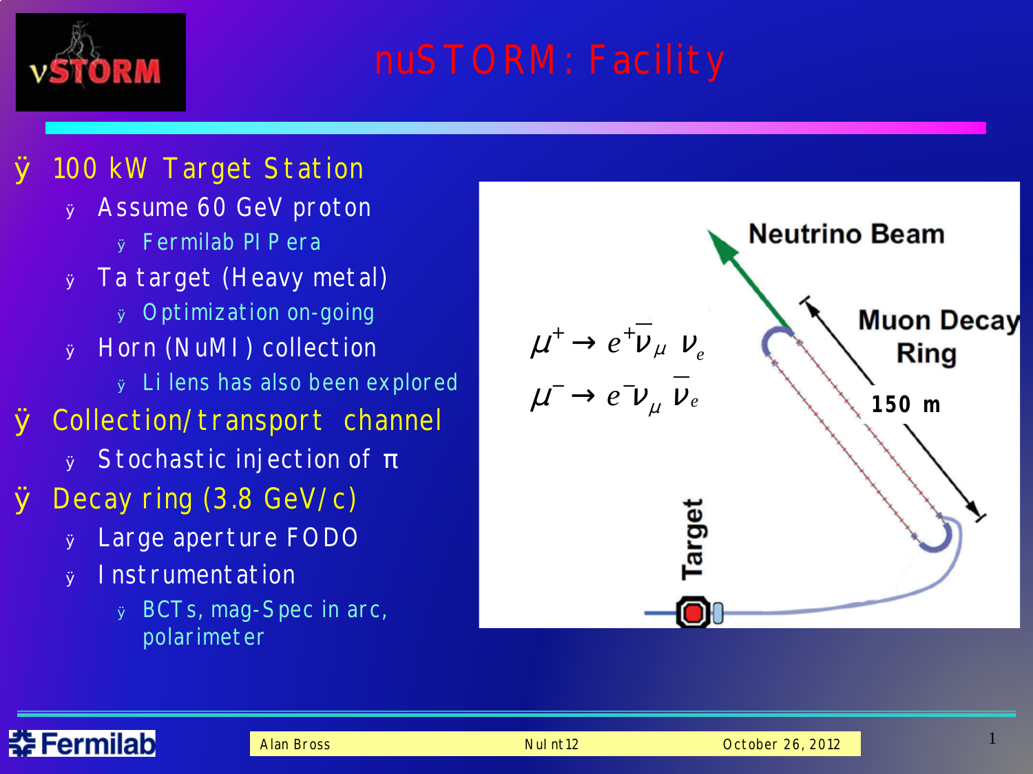# nuSTORM: Facility

- 100 kW Target Station
  - Assume 60 GeV proton
    - Fermilab PIP era
  - Ta target (Heavy metal)
    - Optimization on-going
  - Horn (NuMI) collection
    - Li lens has also been explored
- Collection/transport channel
  - Stochastic injection of π
- Decay ring (3.8 GeV/c)
  - Large aperture FODO
  - Instrumentation
    - BCTs, mag-Spec in arc, polarimeter

$$\mu^+ \rightarrow e^+ \bar{\nu}_\mu \ \nu_e$$

$$\mu^- \rightarrow e^- \nu_\mu \ \bar{\nu}_e$$

Neutrino Beam

Muon Decay Ring

150 m

Target

Alan Bross | NuInt12 | October 26, 2012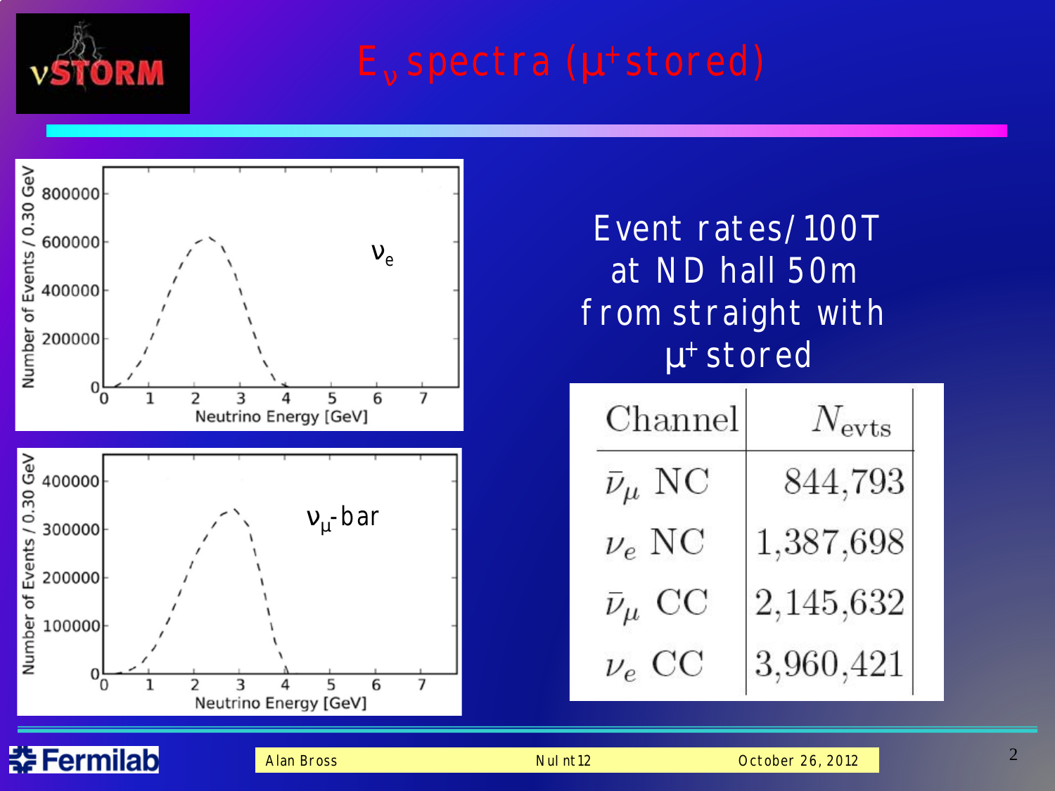# $E_\nu$ spectra ($\mu^+$ stored)

Event rates/100T at ND hall 50m from straight with $\mu^+$ stored

| Channel | $N_{evts}$ |
|---|---|
| $\bar{\nu}_\mu$ NC | 844,793 |
| $\nu_e$ NC | 1,387,698 |
| $\bar{\nu}_\mu$ CC | 2,145,632 |
| $\nu_e$ CC | 3,960,421 |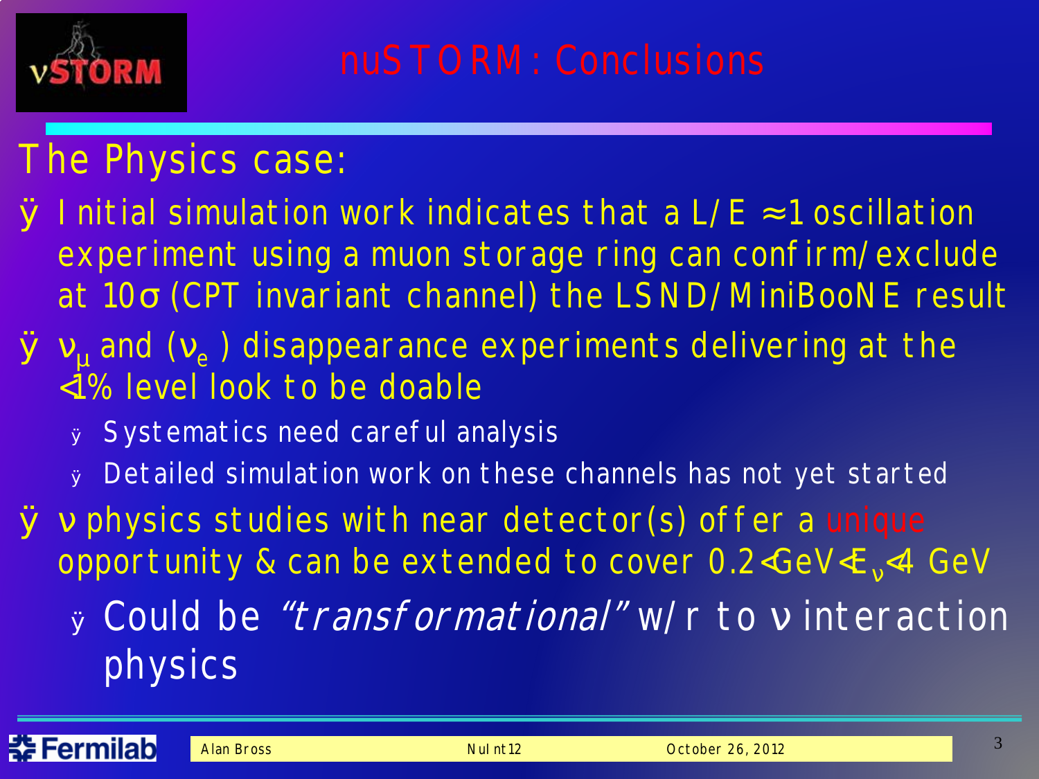# nuSTORM: Conclusions

## The Physics case:

- Initial simulation work indicates that a $L/E \approx 1$ oscillation experiment using a muon storage ring can confirm/exclude at $10\sigma$ (CPT invariant channel) the LSND/MiniBooNE result
- $\nu_\mu$ and ($\nu_e$) disappearance experiments delivering at the <1% level look to be doable
  - Systematics need careful analysis
  - Detailed simulation work on these channels has not yet started
- $\nu$ physics studies with near detector(s) offer a unique opportunity & can be extended to cover $0.2 < \text{GeV} < E_\nu < 4$ GeV
  - Could be *"transformational"* w/r to $\nu$ interaction physics